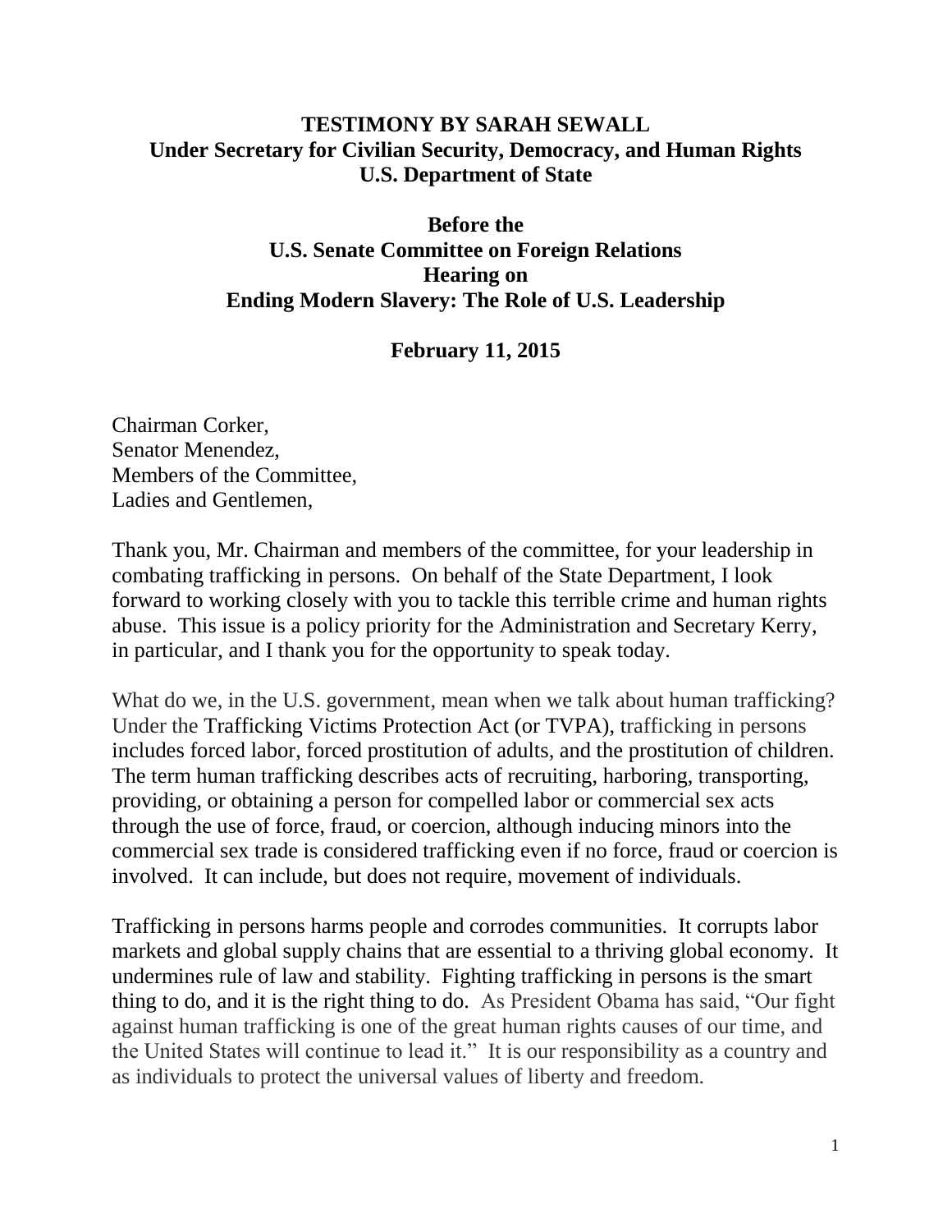# TESTIMONY BY SARAH SEWALL

**Under Secretary for Civilian Security, Democracy, and Human Rights**
**U.S. Department of State**

**Before the**
**U.S. Senate Committee on Foreign Relations**
**Hearing on**
**Ending Modern Slavery: The Role of U.S. Leadership**

**February 11, 2015**

Chairman Corker,
Senator Menendez,
Members of the Committee,
Ladies and Gentlemen,

Thank you, Mr. Chairman and members of the committee, for your leadership in combating trafficking in persons. On behalf of the State Department, I look forward to working closely with you to tackle this terrible crime and human rights abuse. This issue is a policy priority for the Administration and Secretary Kerry, in particular, and I thank you for the opportunity to speak today.

What do we, in the U.S. government, mean when we talk about human trafficking? Under the Trafficking Victims Protection Act (or TVPA), trafficking in persons includes forced labor, forced prostitution of adults, and the prostitution of children. The term human trafficking describes acts of recruiting, harboring, transporting, providing, or obtaining a person for compelled labor or commercial sex acts through the use of force, fraud, or coercion, although inducing minors into the commercial sex trade is considered trafficking even if no force, fraud or coercion is involved. It can include, but does not require, movement of individuals.

Trafficking in persons harms people and corrodes communities. It corrupts labor markets and global supply chains that are essential to a thriving global economy. It undermines rule of law and stability. Fighting trafficking in persons is the smart thing to do, and it is the right thing to do. As President Obama has said, "Our fight against human trafficking is one of the great human rights causes of our time, and the United States will continue to lead it." It is our responsibility as a country and as individuals to protect the universal values of liberty and freedom.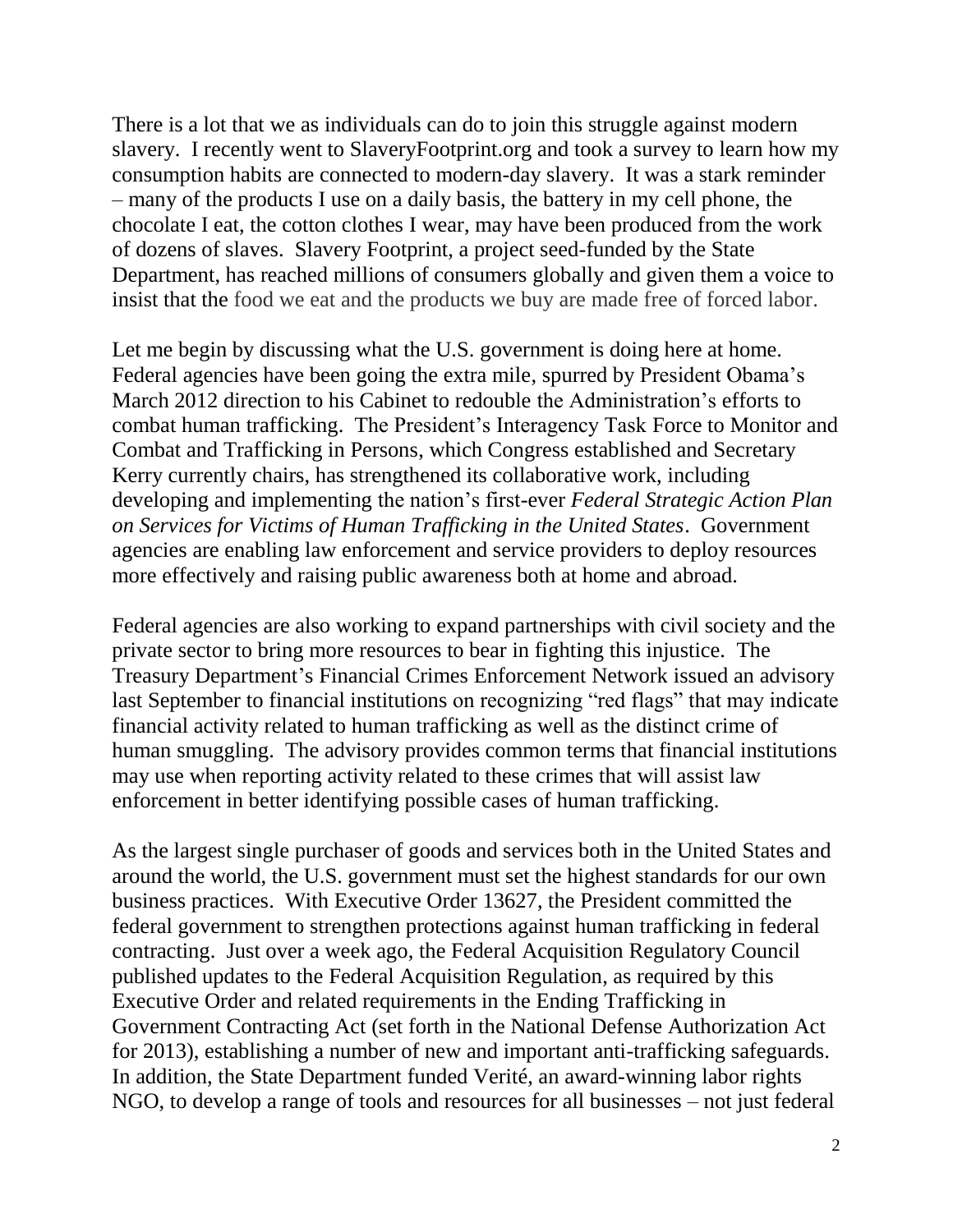There is a lot that we as individuals can do to join this struggle against modern slavery. I recently went to SlaveryFootprint.org and took a survey to learn how my consumption habits are connected to modern-day slavery. It was a stark reminder – many of the products I use on a daily basis, the battery in my cell phone, the chocolate I eat, the cotton clothes I wear, may have been produced from the work of dozens of slaves. Slavery Footprint, a project seed-funded by the State Department, has reached millions of consumers globally and given them a voice to insist that the food we eat and the products we buy are made free of forced labor.

Let me begin by discussing what the U.S. government is doing here at home. Federal agencies have been going the extra mile, spurred by President Obama's March 2012 direction to his Cabinet to redouble the Administration's efforts to combat human trafficking. The President's Interagency Task Force to Monitor and Combat and Trafficking in Persons, which Congress established and Secretary Kerry currently chairs, has strengthened its collaborative work, including developing and implementing the nation's first-ever *Federal Strategic Action Plan on Services for Victims of Human Trafficking in the United States*. Government agencies are enabling law enforcement and service providers to deploy resources more effectively and raising public awareness both at home and abroad.

Federal agencies are also working to expand partnerships with civil society and the private sector to bring more resources to bear in fighting this injustice. The Treasury Department's Financial Crimes Enforcement Network issued an advisory last September to financial institutions on recognizing "red flags" that may indicate financial activity related to human trafficking as well as the distinct crime of human smuggling. The advisory provides common terms that financial institutions may use when reporting activity related to these crimes that will assist law enforcement in better identifying possible cases of human trafficking.

As the largest single purchaser of goods and services both in the United States and around the world, the U.S. government must set the highest standards for our own business practices. With Executive Order 13627, the President committed the federal government to strengthen protections against human trafficking in federal contracting. Just over a week ago, the Federal Acquisition Regulatory Council published updates to the Federal Acquisition Regulation, as required by this Executive Order and related requirements in the Ending Trafficking in Government Contracting Act (set forth in the National Defense Authorization Act for 2013), establishing a number of new and important anti-trafficking safeguards. In addition, the State Department funded Verité, an award-winning labor rights NGO, to develop a range of tools and resources for all businesses – not just federal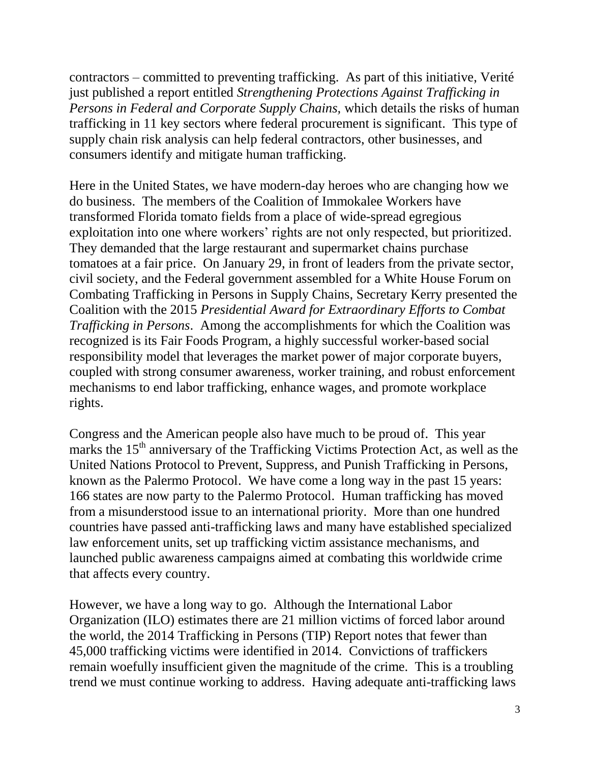contractors – committed to preventing trafficking. As part of this initiative, Verité just published a report entitled *Strengthening Protections Against Trafficking in Persons in Federal and Corporate Supply Chains,* which details the risks of human trafficking in 11 key sectors where federal procurement is significant. This type of supply chain risk analysis can help federal contractors, other businesses, and consumers identify and mitigate human trafficking.

Here in the United States, we have modern-day heroes who are changing how we do business. The members of the Coalition of Immokalee Workers have transformed Florida tomato fields from a place of wide-spread egregious exploitation into one where workers' rights are not only respected, but prioritized. They demanded that the large restaurant and supermarket chains purchase tomatoes at a fair price. On January 29, in front of leaders from the private sector, civil society, and the Federal government assembled for a White House Forum on Combating Trafficking in Persons in Supply Chains, Secretary Kerry presented the Coalition with the 2015 *Presidential Award for Extraordinary Efforts to Combat Trafficking in Persons*. Among the accomplishments for which the Coalition was recognized is its Fair Foods Program, a highly successful worker-based social responsibility model that leverages the market power of major corporate buyers, coupled with strong consumer awareness, worker training, and robust enforcement mechanisms to end labor trafficking, enhance wages, and promote workplace rights.

Congress and the American people also have much to be proud of. This year marks the 15th anniversary of the Trafficking Victims Protection Act, as well as the United Nations Protocol to Prevent, Suppress, and Punish Trafficking in Persons, known as the Palermo Protocol. We have come a long way in the past 15 years: 166 states are now party to the Palermo Protocol. Human trafficking has moved from a misunderstood issue to an international priority. More than one hundred countries have passed anti-trafficking laws and many have established specialized law enforcement units, set up trafficking victim assistance mechanisms, and launched public awareness campaigns aimed at combating this worldwide crime that affects every country.

However, we have a long way to go. Although the International Labor Organization (ILO) estimates there are 21 million victims of forced labor around the world, the 2014 Trafficking in Persons (TIP) Report notes that fewer than 45,000 trafficking victims were identified in 2014. Convictions of traffickers remain woefully insufficient given the magnitude of the crime. This is a troubling trend we must continue working to address. Having adequate anti-trafficking laws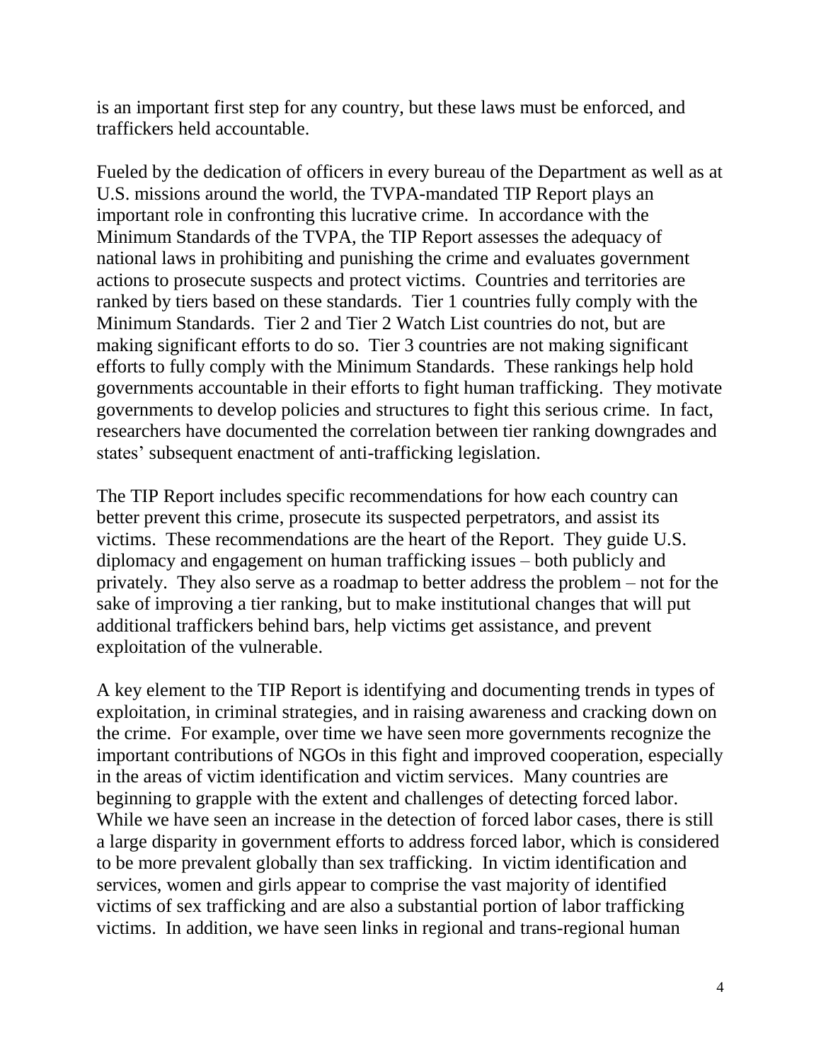is an important first step for any country, but these laws must be enforced, and traffickers held accountable.

Fueled by the dedication of officers in every bureau of the Department as well as at U.S. missions around the world, the TVPA-mandated TIP Report plays an important role in confronting this lucrative crime. In accordance with the Minimum Standards of the TVPA, the TIP Report assesses the adequacy of national laws in prohibiting and punishing the crime and evaluates government actions to prosecute suspects and protect victims. Countries and territories are ranked by tiers based on these standards. Tier 1 countries fully comply with the Minimum Standards. Tier 2 and Tier 2 Watch List countries do not, but are making significant efforts to do so. Tier 3 countries are not making significant efforts to fully comply with the Minimum Standards. These rankings help hold governments accountable in their efforts to fight human trafficking. They motivate governments to develop policies and structures to fight this serious crime. In fact, researchers have documented the correlation between tier ranking downgrades and states' subsequent enactment of anti-trafficking legislation.

The TIP Report includes specific recommendations for how each country can better prevent this crime, prosecute its suspected perpetrators, and assist its victims. These recommendations are the heart of the Report. They guide U.S. diplomacy and engagement on human trafficking issues – both publicly and privately. They also serve as a roadmap to better address the problem – not for the sake of improving a tier ranking, but to make institutional changes that will put additional traffickers behind bars, help victims get assistance, and prevent exploitation of the vulnerable.

A key element to the TIP Report is identifying and documenting trends in types of exploitation, in criminal strategies, and in raising awareness and cracking down on the crime. For example, over time we have seen more governments recognize the important contributions of NGOs in this fight and improved cooperation, especially in the areas of victim identification and victim services. Many countries are beginning to grapple with the extent and challenges of detecting forced labor. While we have seen an increase in the detection of forced labor cases, there is still a large disparity in government efforts to address forced labor, which is considered to be more prevalent globally than sex trafficking. In victim identification and services, women and girls appear to comprise the vast majority of identified victims of sex trafficking and are also a substantial portion of labor trafficking victims. In addition, we have seen links in regional and trans-regional human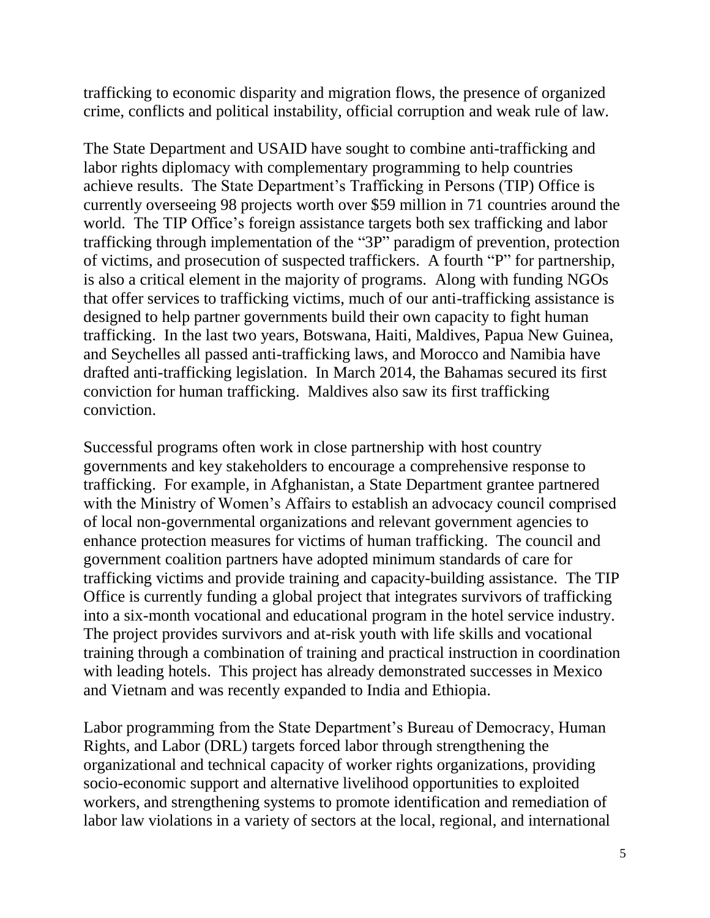trafficking to economic disparity and migration flows, the presence of organized crime, conflicts and political instability, official corruption and weak rule of law.

The State Department and USAID have sought to combine anti-trafficking and labor rights diplomacy with complementary programming to help countries achieve results. The State Department's Trafficking in Persons (TIP) Office is currently overseeing 98 projects worth over $59 million in 71 countries around the world. The TIP Office's foreign assistance targets both sex trafficking and labor trafficking through implementation of the "3P" paradigm of prevention, protection of victims, and prosecution of suspected traffickers. A fourth "P" for partnership, is also a critical element in the majority of programs. Along with funding NGOs that offer services to trafficking victims, much of our anti-trafficking assistance is designed to help partner governments build their own capacity to fight human trafficking. In the last two years, Botswana, Haiti, Maldives, Papua New Guinea, and Seychelles all passed anti-trafficking laws, and Morocco and Namibia have drafted anti-trafficking legislation. In March 2014, the Bahamas secured its first conviction for human trafficking. Maldives also saw its first trafficking conviction.

Successful programs often work in close partnership with host country governments and key stakeholders to encourage a comprehensive response to trafficking. For example, in Afghanistan, a State Department grantee partnered with the Ministry of Women's Affairs to establish an advocacy council comprised of local non-governmental organizations and relevant government agencies to enhance protection measures for victims of human trafficking. The council and government coalition partners have adopted minimum standards of care for trafficking victims and provide training and capacity-building assistance. The TIP Office is currently funding a global project that integrates survivors of trafficking into a six-month vocational and educational program in the hotel service industry. The project provides survivors and at-risk youth with life skills and vocational training through a combination of training and practical instruction in coordination with leading hotels. This project has already demonstrated successes in Mexico and Vietnam and was recently expanded to India and Ethiopia.

Labor programming from the State Department's Bureau of Democracy, Human Rights, and Labor (DRL) targets forced labor through strengthening the organizational and technical capacity of worker rights organizations, providing socio-economic support and alternative livelihood opportunities to exploited workers, and strengthening systems to promote identification and remediation of labor law violations in a variety of sectors at the local, regional, and international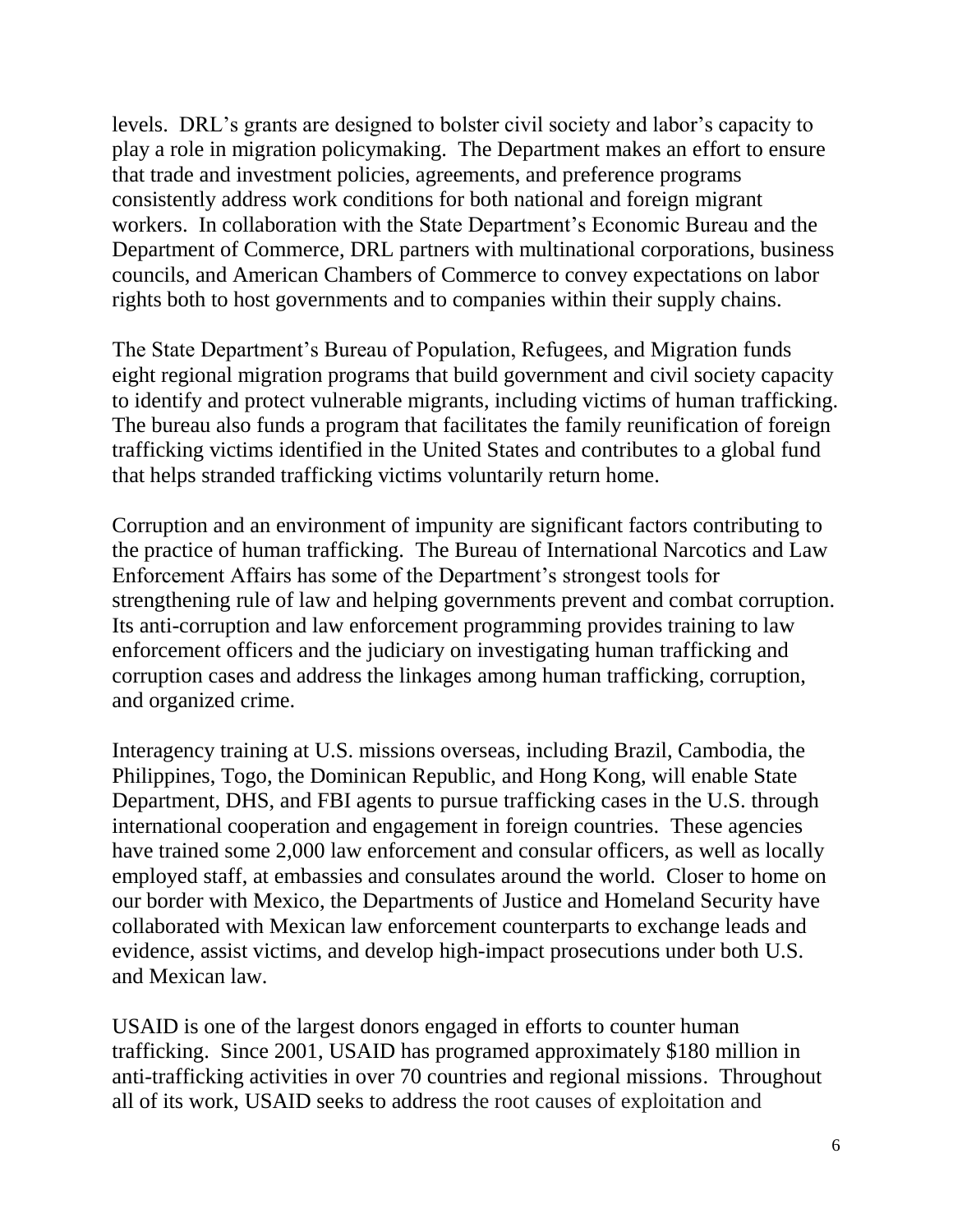levels. DRL's grants are designed to bolster civil society and labor's capacity to play a role in migration policymaking. The Department makes an effort to ensure that trade and investment policies, agreements, and preference programs consistently address work conditions for both national and foreign migrant workers. In collaboration with the State Department's Economic Bureau and the Department of Commerce, DRL partners with multinational corporations, business councils, and American Chambers of Commerce to convey expectations on labor rights both to host governments and to companies within their supply chains.

The State Department's Bureau of Population, Refugees, and Migration funds eight regional migration programs that build government and civil society capacity to identify and protect vulnerable migrants, including victims of human trafficking. The bureau also funds a program that facilitates the family reunification of foreign trafficking victims identified in the United States and contributes to a global fund that helps stranded trafficking victims voluntarily return home.

Corruption and an environment of impunity are significant factors contributing to the practice of human trafficking. The Bureau of International Narcotics and Law Enforcement Affairs has some of the Department's strongest tools for strengthening rule of law and helping governments prevent and combat corruption. Its anti-corruption and law enforcement programming provides training to law enforcement officers and the judiciary on investigating human trafficking and corruption cases and address the linkages among human trafficking, corruption, and organized crime.

Interagency training at U.S. missions overseas, including Brazil, Cambodia, the Philippines, Togo, the Dominican Republic, and Hong Kong, will enable State Department, DHS, and FBI agents to pursue trafficking cases in the U.S. through international cooperation and engagement in foreign countries. These agencies have trained some 2,000 law enforcement and consular officers, as well as locally employed staff, at embassies and consulates around the world. Closer to home on our border with Mexico, the Departments of Justice and Homeland Security have collaborated with Mexican law enforcement counterparts to exchange leads and evidence, assist victims, and develop high-impact prosecutions under both U.S. and Mexican law.

USAID is one of the largest donors engaged in efforts to counter human trafficking. Since 2001, USAID has programed approximately $180 million in anti-trafficking activities in over 70 countries and regional missions. Throughout all of its work, USAID seeks to address the root causes of exploitation and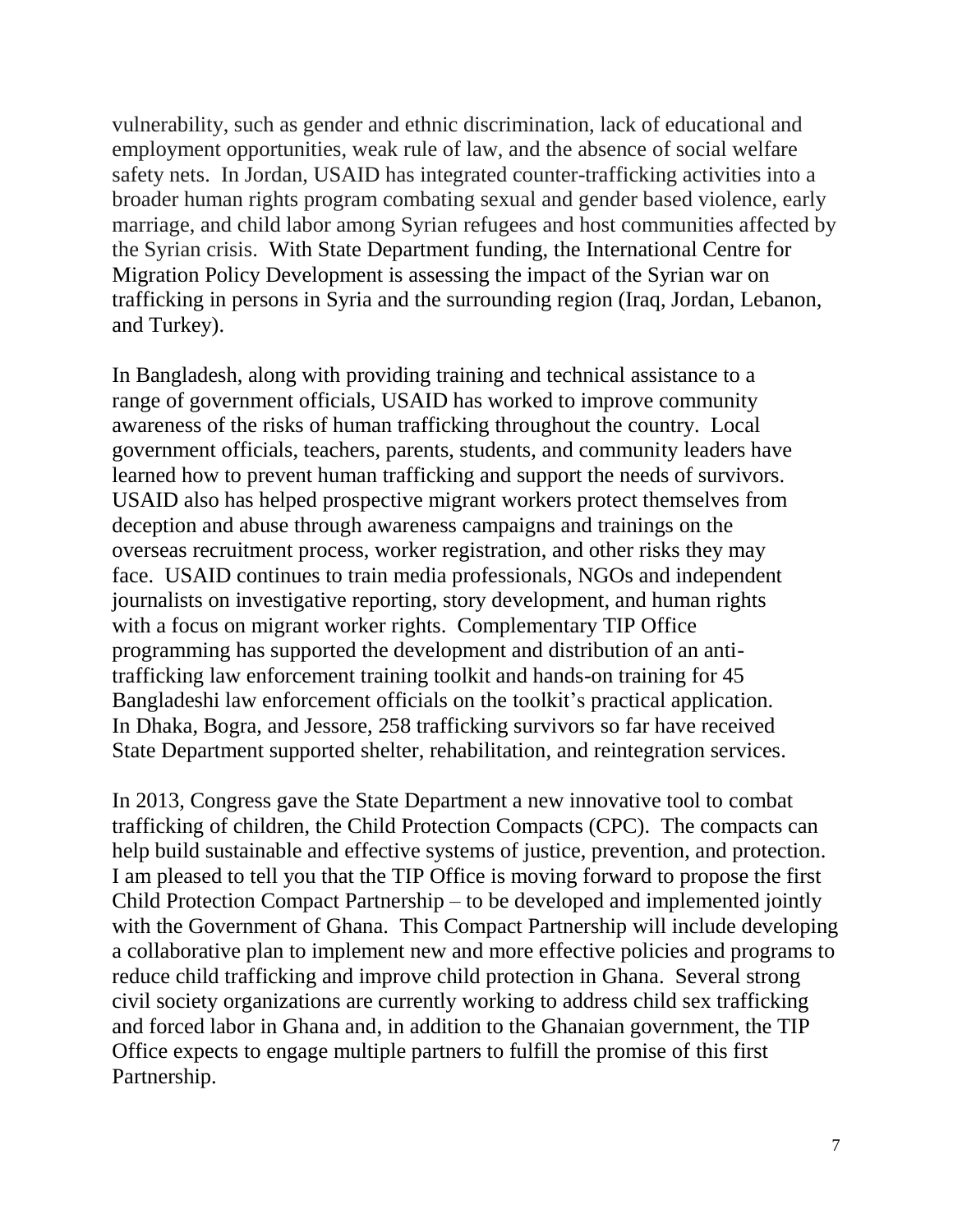vulnerability, such as gender and ethnic discrimination, lack of educational and employment opportunities, weak rule of law, and the absence of social welfare safety nets. In Jordan, USAID has integrated counter-trafficking activities into a broader human rights program combating sexual and gender based violence, early marriage, and child labor among Syrian refugees and host communities affected by the Syrian crisis. With State Department funding, the International Centre for Migration Policy Development is assessing the impact of the Syrian war on trafficking in persons in Syria and the surrounding region (Iraq, Jordan, Lebanon, and Turkey).

In Bangladesh, along with providing training and technical assistance to a range of government officials, USAID has worked to improve community awareness of the risks of human trafficking throughout the country. Local government officials, teachers, parents, students, and community leaders have learned how to prevent human trafficking and support the needs of survivors. USAID also has helped prospective migrant workers protect themselves from deception and abuse through awareness campaigns and trainings on the overseas recruitment process, worker registration, and other risks they may face. USAID continues to train media professionals, NGOs and independent journalists on investigative reporting, story development, and human rights with a focus on migrant worker rights. Complementary TIP Office programming has supported the development and distribution of an anti-trafficking law enforcement training toolkit and hands-on training for 45 Bangladeshi law enforcement officials on the toolkit's practical application. In Dhaka, Bogra, and Jessore, 258 trafficking survivors so far have received State Department supported shelter, rehabilitation, and reintegration services.

In 2013, Congress gave the State Department a new innovative tool to combat trafficking of children, the Child Protection Compacts (CPC). The compacts can help build sustainable and effective systems of justice, prevention, and protection. I am pleased to tell you that the TIP Office is moving forward to propose the first Child Protection Compact Partnership – to be developed and implemented jointly with the Government of Ghana. This Compact Partnership will include developing a collaborative plan to implement new and more effective policies and programs to reduce child trafficking and improve child protection in Ghana. Several strong civil society organizations are currently working to address child sex trafficking and forced labor in Ghana and, in addition to the Ghanaian government, the TIP Office expects to engage multiple partners to fulfill the promise of this first Partnership.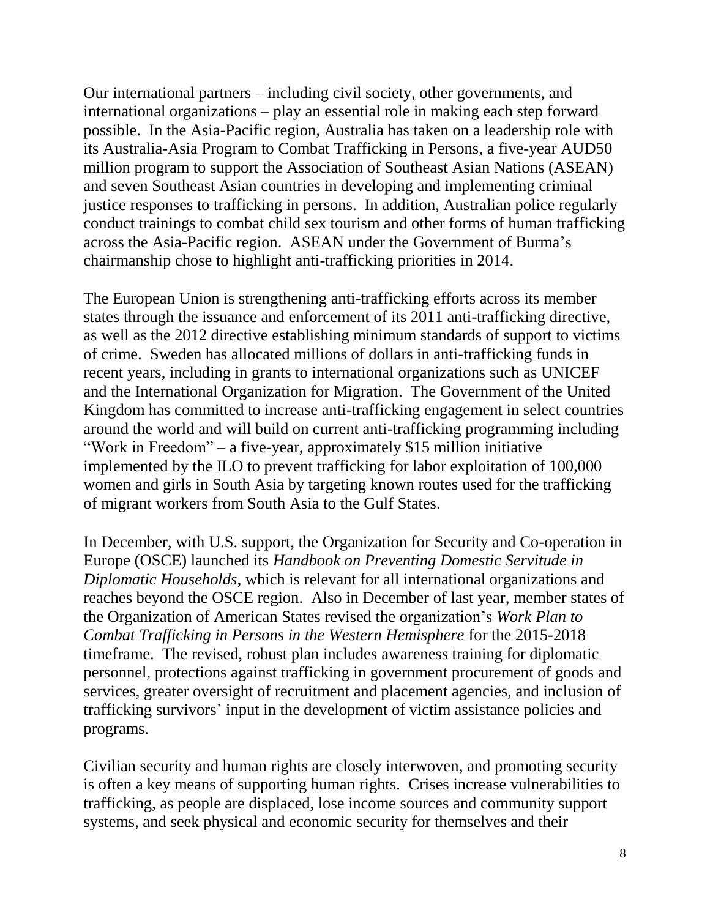Our international partners – including civil society, other governments, and international organizations – play an essential role in making each step forward possible. In the Asia-Pacific region, Australia has taken on a leadership role with its Australia-Asia Program to Combat Trafficking in Persons, a five-year AUD50 million program to support the Association of Southeast Asian Nations (ASEAN) and seven Southeast Asian countries in developing and implementing criminal justice responses to trafficking in persons. In addition, Australian police regularly conduct trainings to combat child sex tourism and other forms of human trafficking across the Asia-Pacific region. ASEAN under the Government of Burma's chairmanship chose to highlight anti-trafficking priorities in 2014.

The European Union is strengthening anti-trafficking efforts across its member states through the issuance and enforcement of its 2011 anti-trafficking directive, as well as the 2012 directive establishing minimum standards of support to victims of crime. Sweden has allocated millions of dollars in anti-trafficking funds in recent years, including in grants to international organizations such as UNICEF and the International Organization for Migration. The Government of the United Kingdom has committed to increase anti-trafficking engagement in select countries around the world and will build on current anti-trafficking programming including "Work in Freedom" – a five-year, approximately $15 million initiative implemented by the ILO to prevent trafficking for labor exploitation of 100,000 women and girls in South Asia by targeting known routes used for the trafficking of migrant workers from South Asia to the Gulf States.

In December, with U.S. support, the Organization for Security and Co-operation in Europe (OSCE) launched its *Handbook on Preventing Domestic Servitude in Diplomatic Households*, which is relevant for all international organizations and reaches beyond the OSCE region. Also in December of last year, member states of the Organization of American States revised the organization's *Work Plan to Combat Trafficking in Persons in the Western Hemisphere* for the 2015-2018 timeframe. The revised, robust plan includes awareness training for diplomatic personnel, protections against trafficking in government procurement of goods and services, greater oversight of recruitment and placement agencies, and inclusion of trafficking survivors' input in the development of victim assistance policies and programs.

Civilian security and human rights are closely interwoven, and promoting security is often a key means of supporting human rights. Crises increase vulnerabilities to trafficking, as people are displaced, lose income sources and community support systems, and seek physical and economic security for themselves and their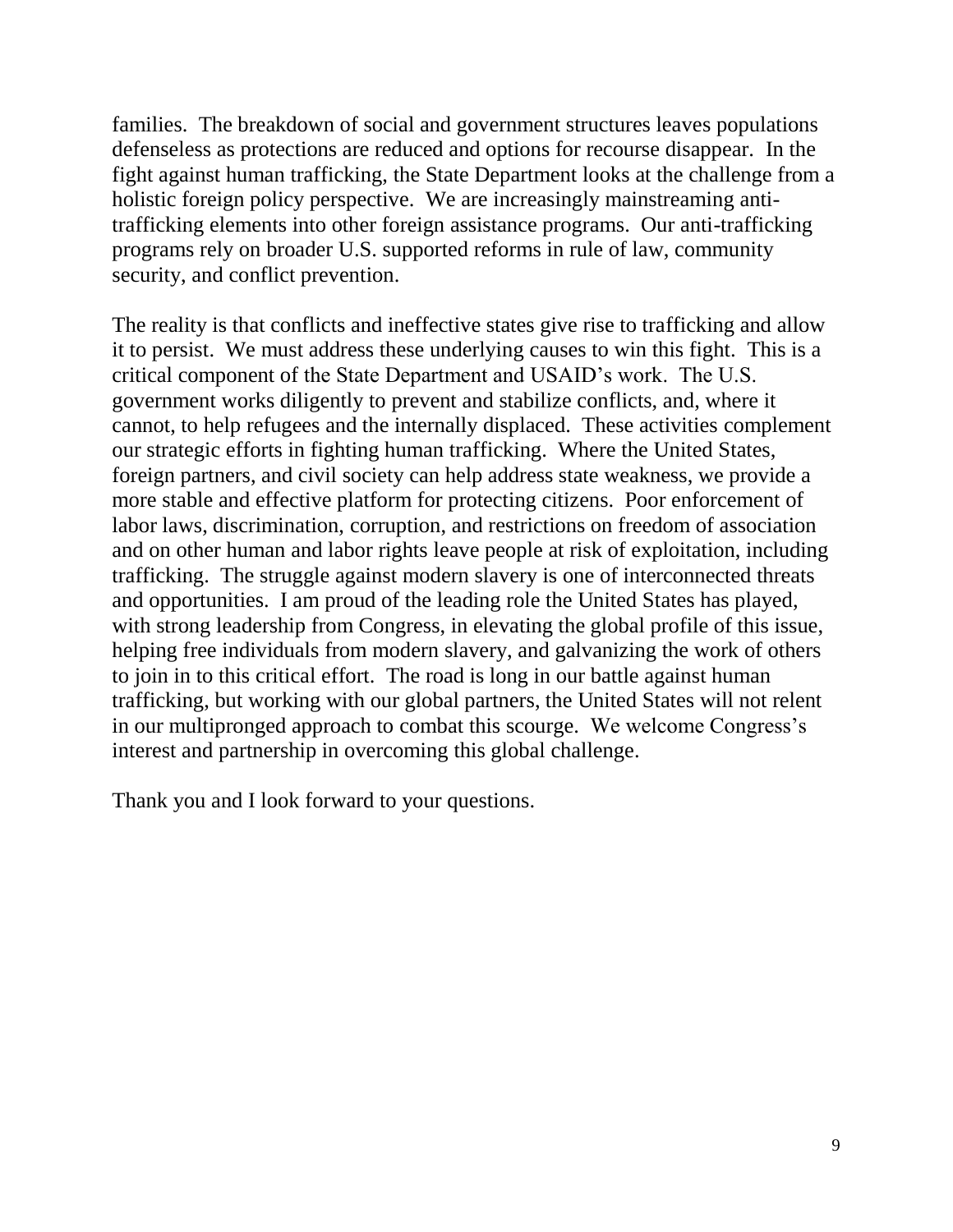families. The breakdown of social and government structures leaves populations defenseless as protections are reduced and options for recourse disappear. In the fight against human trafficking, the State Department looks at the challenge from a holistic foreign policy perspective. We are increasingly mainstreaming anti-trafficking elements into other foreign assistance programs. Our anti-trafficking programs rely on broader U.S. supported reforms in rule of law, community security, and conflict prevention.

The reality is that conflicts and ineffective states give rise to trafficking and allow it to persist. We must address these underlying causes to win this fight. This is a critical component of the State Department and USAID's work. The U.S. government works diligently to prevent and stabilize conflicts, and, where it cannot, to help refugees and the internally displaced. These activities complement our strategic efforts in fighting human trafficking. Where the United States, foreign partners, and civil society can help address state weakness, we provide a more stable and effective platform for protecting citizens. Poor enforcement of labor laws, discrimination, corruption, and restrictions on freedom of association and on other human and labor rights leave people at risk of exploitation, including trafficking. The struggle against modern slavery is one of interconnected threats and opportunities. I am proud of the leading role the United States has played, with strong leadership from Congress, in elevating the global profile of this issue, helping free individuals from modern slavery, and galvanizing the work of others to join in to this critical effort. The road is long in our battle against human trafficking, but working with our global partners, the United States will not relent in our multipronged approach to combat this scourge. We welcome Congress's interest and partnership in overcoming this global challenge.

Thank you and I look forward to your questions.